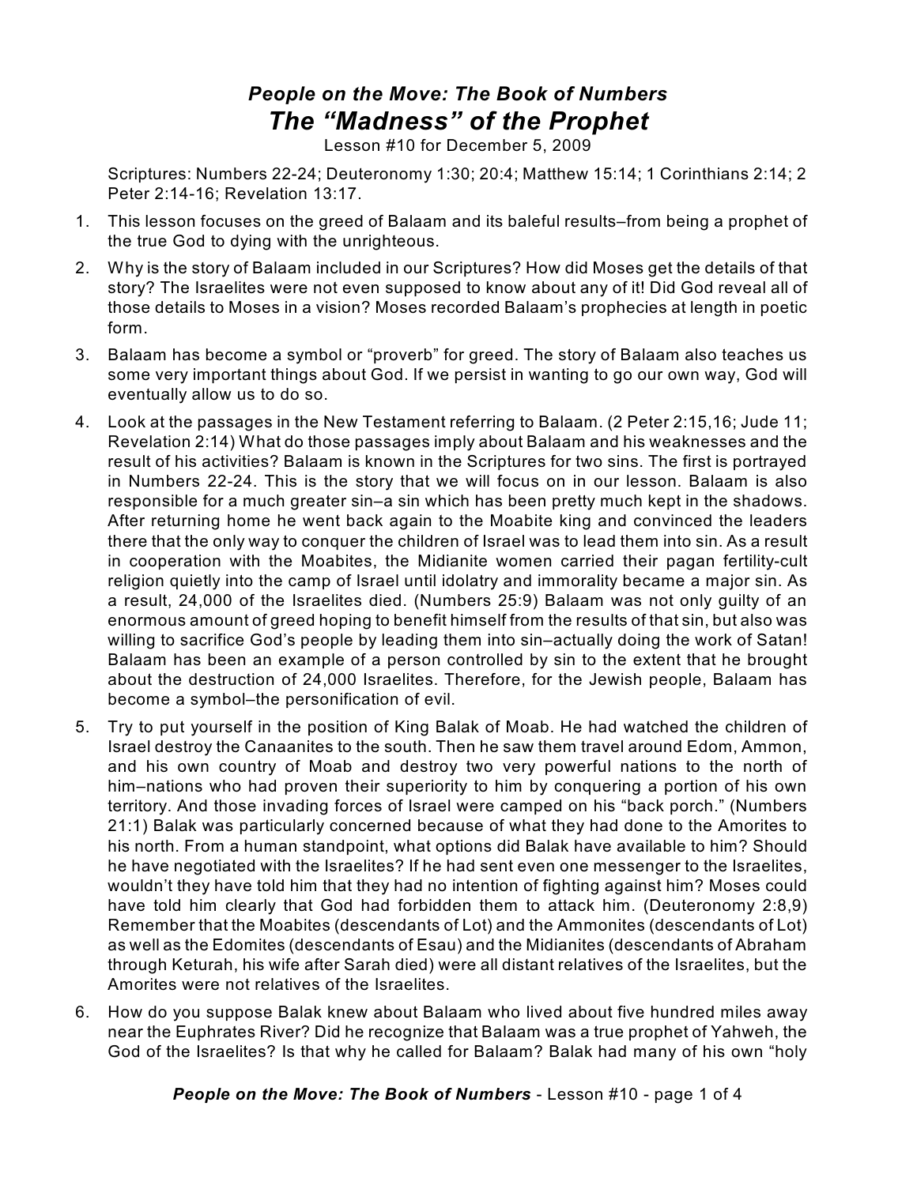## *People on the Move: The Book of Numbers*

# *The "Madness" of the Prophet*

Lesson #10 for December 5, 2009

Scriptures: Numbers 22-24; Deuteronomy 1:30; 20:4; Matthew 15:14; 1 Corinthians 2:14; 2 Peter 2:14-16; Revelation 13:17.

1. This lesson focuses on the greed of Balaam and its baleful results–from being a prophet of the true God to dying with the unrighteous.
2. Why is the story of Balaam included in our Scriptures? How did Moses get the details of that story? The Israelites were not even supposed to know about any of it! Did God reveal all of those details to Moses in a vision? Moses recorded Balaam's prophecies at length in poetic form.
3. Balaam has become a symbol or "proverb" for greed. The story of Balaam also teaches us some very important things about God. If we persist in wanting to go our own way, God will eventually allow us to do so.
4. Look at the passages in the New Testament referring to Balaam. (2 Peter 2:15,16; Jude 11; Revelation 2:14) What do those passages imply about Balaam and his weaknesses and the result of his activities? Balaam is known in the Scriptures for two sins. The first is portrayed in Numbers 22-24. This is the story that we will focus on in our lesson. Balaam is also responsible for a much greater sin–a sin which has been pretty much kept in the shadows. After returning home he went back again to the Moabite king and convinced the leaders there that the only way to conquer the children of Israel was to lead them into sin. As a result in cooperation with the Moabites, the Midianite women carried their pagan fertility-cult religion quietly into the camp of Israel until idolatry and immorality became a major sin. As a result, 24,000 of the Israelites died. (Numbers 25:9) Balaam was not only guilty of an enormous amount of greed hoping to benefit himself from the results of that sin, but also was willing to sacrifice God's people by leading them into sin–actually doing the work of Satan! Balaam has been an example of a person controlled by sin to the extent that he brought about the destruction of 24,000 Israelites. Therefore, for the Jewish people, Balaam has become a symbol–the personification of evil.
5. Try to put yourself in the position of King Balak of Moab. He had watched the children of Israel destroy the Canaanites to the south. Then he saw them travel around Edom, Ammon, and his own country of Moab and destroy two very powerful nations to the north of him–nations who had proven their superiority to him by conquering a portion of his own territory. And those invading forces of Israel were camped on his "back porch." (Numbers 21:1) Balak was particularly concerned because of what they had done to the Amorites to his north. From a human standpoint, what options did Balak have available to him? Should he have negotiated with the Israelites? If he had sent even one messenger to the Israelites, wouldn't they have told him that they had no intention of fighting against him? Moses could have told him clearly that God had forbidden them to attack him. (Deuteronomy 2:8,9) Remember that the Moabites (descendants of Lot) and the Ammonites (descendants of Lot) as well as the Edomites (descendants of Esau) and the Midianites (descendants of Abraham through Keturah, his wife after Sarah died) were all distant relatives of the Israelites, but the Amorites were not relatives of the Israelites.
6. How do you suppose Balak knew about Balaam who lived about five hundred miles away near the Euphrates River? Did he recognize that Balaam was a true prophet of Yahweh, the God of the Israelites? Is that why he called for Balaam? Balak had many of his own "holy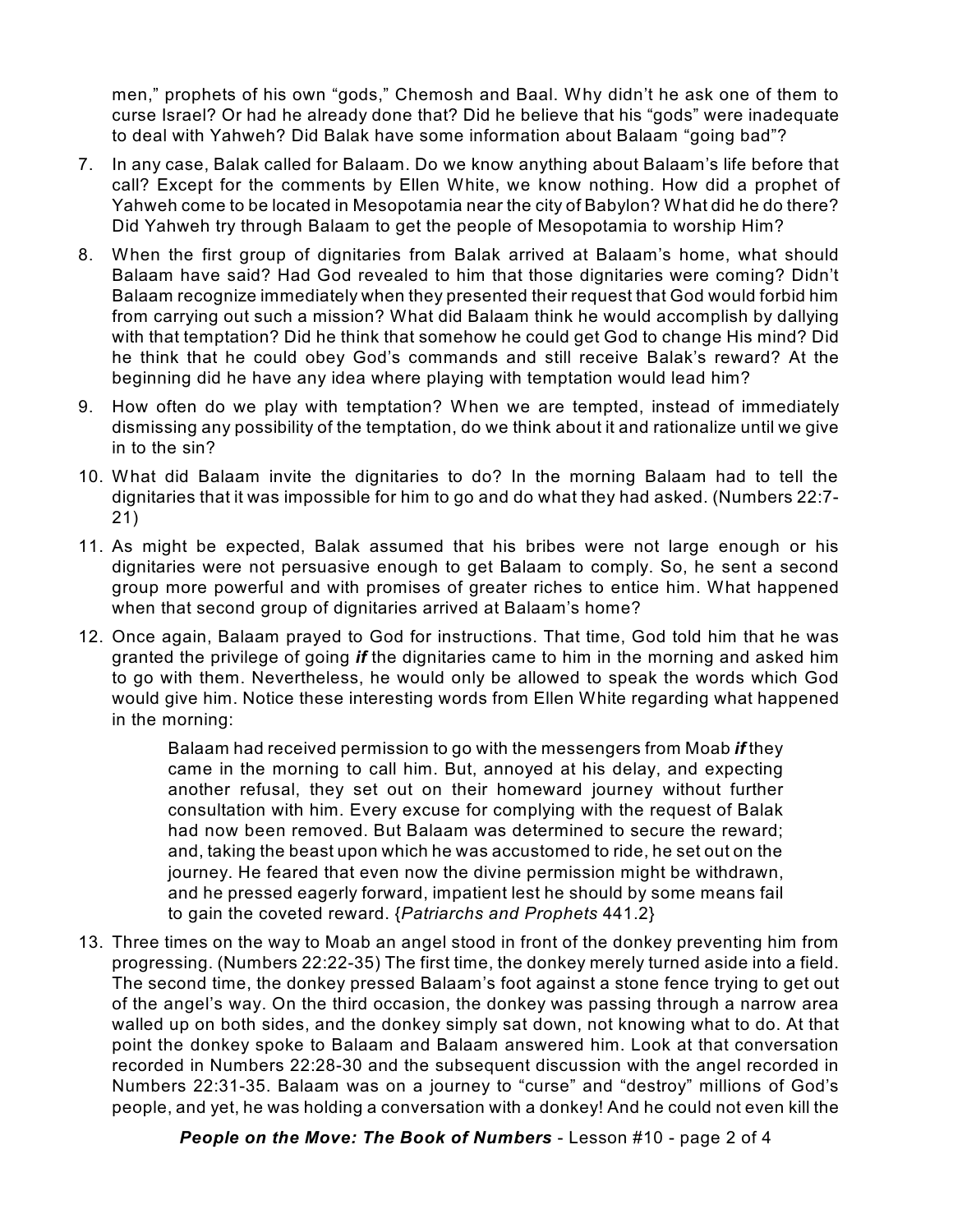men," prophets of his own "gods," Chemosh and Baal. Why didn't he ask one of them to curse Israel? Or had he already done that? Did he believe that his "gods" were inadequate to deal with Yahweh? Did Balak have some information about Balaam "going bad"?

7. In any case, Balak called for Balaam. Do we know anything about Balaam's life before that call? Except for the comments by Ellen White, we know nothing. How did a prophet of Yahweh come to be located in Mesopotamia near the city of Babylon? What did he do there? Did Yahweh try through Balaam to get the people of Mesopotamia to worship Him?

8. When the first group of dignitaries from Balak arrived at Balaam's home, what should Balaam have said? Had God revealed to him that those dignitaries were coming? Didn't Balaam recognize immediately when they presented their request that God would forbid him from carrying out such a mission? What did Balaam think he would accomplish by dallying with that temptation? Did he think that somehow he could get God to change His mind? Did he think that he could obey God's commands and still receive Balak's reward? At the beginning did he have any idea where playing with temptation would lead him?

9. How often do we play with temptation? When we are tempted, instead of immediately dismissing any possibility of the temptation, do we think about it and rationalize until we give in to the sin?

10. What did Balaam invite the dignitaries to do? In the morning Balaam had to tell the dignitaries that it was impossible for him to go and do what they had asked. (Numbers 22:7-21)

11. As might be expected, Balak assumed that his bribes were not large enough or his dignitaries were not persuasive enough to get Balaam to comply. So, he sent a second group more powerful and with promises of greater riches to entice him. What happened when that second group of dignitaries arrived at Balaam's home?

12. Once again, Balaam prayed to God for instructions. That time, God told him that he was granted the privilege of going ***if*** the dignitaries came to him in the morning and asked him to go with them. Nevertheless, he would only be allowed to speak the words which God would give him. Notice these interesting words from Ellen White regarding what happened in the morning:

    > Balaam had received permission to go with the messengers from Moab ***if*** they came in the morning to call him. But, annoyed at his delay, and expecting another refusal, they set out on their homeward journey without further consultation with him. Every excuse for complying with the request of Balak had now been removed. But Balaam was determined to secure the reward; and, taking the beast upon which he was accustomed to ride, he set out on the journey. He feared that even now the divine permission might be withdrawn, and he pressed eagerly forward, impatient lest he should by some means fail to gain the coveted reward. {*Patriarchs and Prophets* 441.2}

13. Three times on the way to Moab an angel stood in front of the donkey preventing him from progressing. (Numbers 22:22-35) The first time, the donkey merely turned aside into a field. The second time, the donkey pressed Balaam's foot against a stone fence trying to get out of the angel's way. On the third occasion, the donkey was passing through a narrow area walled up on both sides, and the donkey simply sat down, not knowing what to do. At that point the donkey spoke to Balaam and Balaam answered him. Look at that conversation recorded in Numbers 22:28-30 and the subsequent discussion with the angel recorded in Numbers 22:31-35. Balaam was on a journey to "curse" and "destroy" millions of God's people, and yet, he was holding a conversation with a donkey! And he could not even kill the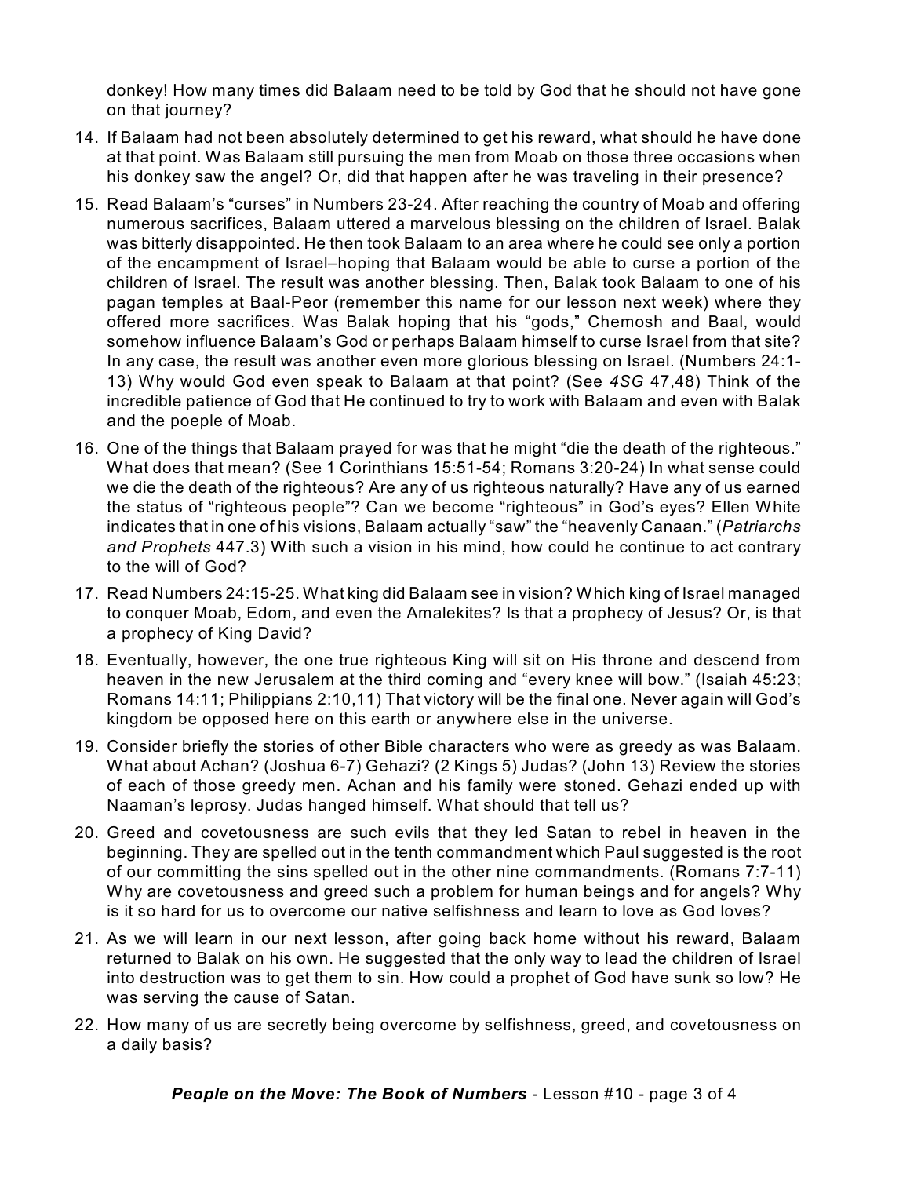donkey! How many times did Balaam need to be told by God that he should not have gone on that journey?

14. If Balaam had not been absolutely determined to get his reward, what should he have done at that point. Was Balaam still pursuing the men from Moab on those three occasions when his donkey saw the angel? Or, did that happen after he was traveling in their presence?

15. Read Balaam's "curses" in Numbers 23-24. After reaching the country of Moab and offering numerous sacrifices, Balaam uttered a marvelous blessing on the children of Israel. Balak was bitterly disappointed. He then took Balaam to an area where he could see only a portion of the encampment of Israel–hoping that Balaam would be able to curse a portion of the children of Israel. The result was another blessing. Then, Balak took Balaam to one of his pagan temples at Baal-Peor (remember this name for our lesson next week) where they offered more sacrifices. Was Balak hoping that his "gods," Chemosh and Baal, would somehow influence Balaam's God or perhaps Balaam himself to curse Israel from that site? In any case, the result was another even more glorious blessing on Israel. (Numbers 24:1-13) Why would God even speak to Balaam at that point? (See *4SG* 47,48) Think of the incredible patience of God that He continued to try to work with Balaam and even with Balak and the poeple of Moab.

16. One of the things that Balaam prayed for was that he might "die the death of the righteous." What does that mean? (See 1 Corinthians 15:51-54; Romans 3:20-24) In what sense could we die the death of the righteous? Are any of us righteous naturally? Have any of us earned the status of "righteous people"? Can we become "righteous" in God's eyes? Ellen White indicates that in one of his visions, Balaam actually "saw" the "heavenly Canaan." (*Patriarchs and Prophets* 447.3) With such a vision in his mind, how could he continue to act contrary to the will of God?

17. Read Numbers 24:15-25. What king did Balaam see in vision? Which king of Israel managed to conquer Moab, Edom, and even the Amalekites? Is that a prophecy of Jesus? Or, is that a prophecy of King David?

18. Eventually, however, the one true righteous King will sit on His throne and descend from heaven in the new Jerusalem at the third coming and "every knee will bow." (Isaiah 45:23; Romans 14:11; Philippians 2:10,11) That victory will be the final one. Never again will God's kingdom be opposed here on this earth or anywhere else in the universe.

19. Consider briefly the stories of other Bible characters who were as greedy as was Balaam. What about Achan? (Joshua 6-7) Gehazi? (2 Kings 5) Judas? (John 13) Review the stories of each of those greedy men. Achan and his family were stoned. Gehazi ended up with Naaman's leprosy. Judas hanged himself. What should that tell us?

20. Greed and covetousness are such evils that they led Satan to rebel in heaven in the beginning. They are spelled out in the tenth commandment which Paul suggested is the root of our committing the sins spelled out in the other nine commandments. (Romans 7:7-11) Why are covetousness and greed such a problem for human beings and for angels? Why is it so hard for us to overcome our native selfishness and learn to love as God loves?

21. As we will learn in our next lesson, after going back home without his reward, Balaam returned to Balak on his own. He suggested that the only way to lead the children of Israel into destruction was to get them to sin. How could a prophet of God have sunk so low? He was serving the cause of Satan.

22. How many of us are secretly being overcome by selfishness, greed, and covetousness on a daily basis?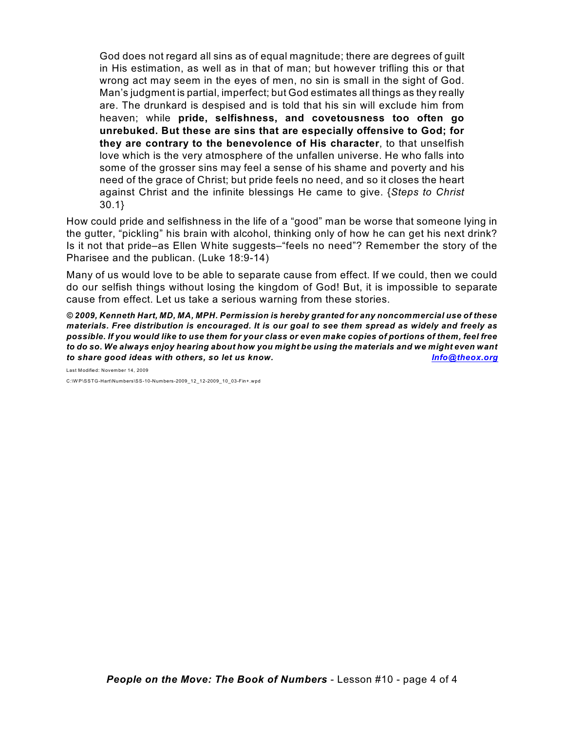> God does not regard all sins as of equal magnitude; there are degrees of guilt in His estimation, as well as in that of man; but however trifling this or that wrong act may seem in the eyes of men, no sin is small in the sight of God. Man's judgment is partial, imperfect; but God estimates all things as they really are. The drunkard is despised and is told that his sin will exclude him from heaven; while **pride, selfishness, and covetousness too often go unrebuked. But these are sins that are especially offensive to God; for they are contrary to the benevolence of His character**, to that unselfish love which is the very atmosphere of the unfallen universe. He who falls into some of the grosser sins may feel a sense of his shame and poverty and his need of the grace of Christ; but pride feels no need, and so it closes the heart against Christ and the infinite blessings He came to give. {*Steps to Christ* 30.1}

How could pride and selfishness in the life of a "good" man be worse that someone lying in the gutter, "pickling" his brain with alcohol, thinking only of how he can get his next drink? Is it not that pride–as Ellen White suggests–"feels no need"? Remember the story of the Pharisee and the publican. (Luke 18:9-14)

Many of us would love to be able to separate cause from effect. If we could, then we could do our selfish things without losing the kingdom of God! But, it is impossible to separate cause from effect. Let us take a serious warning from these stories.

***© 2009, Kenneth Hart, MD, MA, MPH. Permission is hereby granted for any noncommercial use of these materials. Free distribution is encouraged. It is our goal to see them spread as widely and freely as possible. If you would like to use them for your class or even make copies of portions of them, feel free to do so. We always enjoy hearing about how you might be using the materials and we might even want to share good ideas with others, so let us know.*** ***Info@theox.org***

Last Modified: November 14, 2009

C:\WP\SSTG-Hart\Numbers\SS-10-Numbers-2009_12_12-2009_10_03-Fin+.wpd